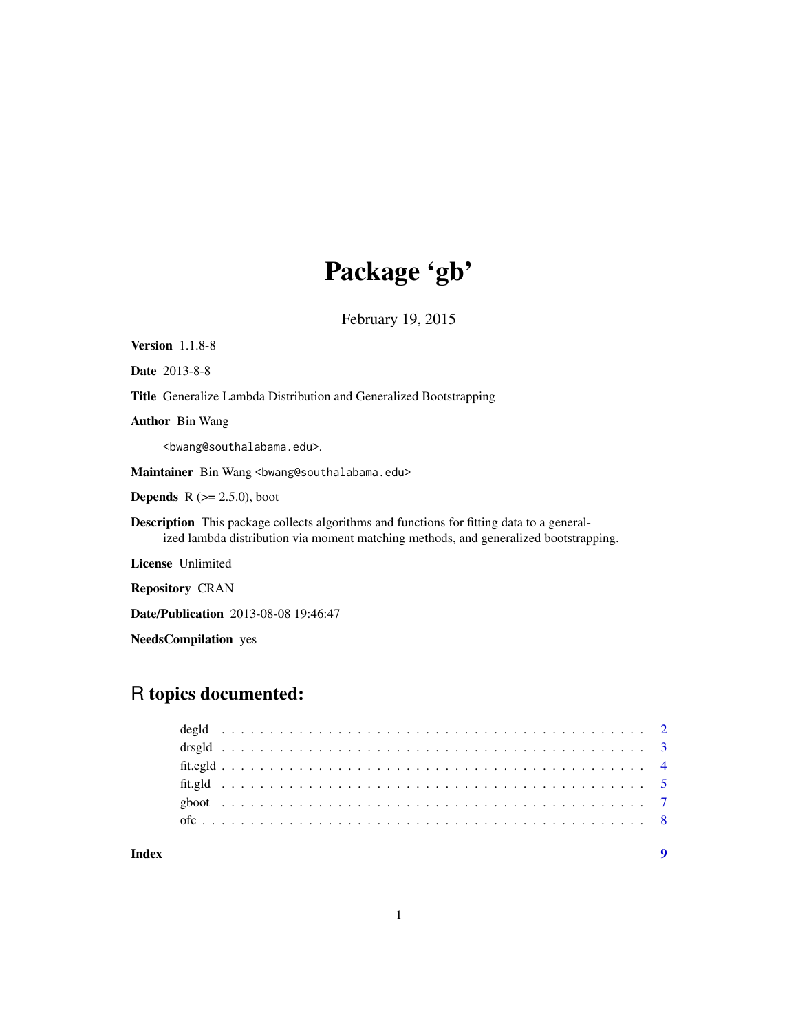# Package 'gb'

February 19, 2015

**Version** 1.1.8-8

**Date** 2013-8-8

**Title** Generalize Lambda Distribution and Generalized Bootstrapping

**Author** Bin Wang

<bwang@southalabama.edu>.

**Maintainer** Bin Wang <bwang@southalabama.edu>

**Depends** R (>= 2.5.0), boot

**Description** This package collects algorithms and functions for fitting data to a generalized lambda distribution via moment matching methods, and generalized bootstrapping.

**License** Unlimited

**Repository** CRAN

**Date/Publication** 2013-08-08 19:46:47

**NeedsCompilation** yes

## R topics documented:

| | |
|---|---|
| degld | 2 |
| drsgld | 3 |
| fit.egld | 4 |
| fit.gld | 5 |
| gboot | 7 |
| ofc | 8 |
| **Index** | **9** |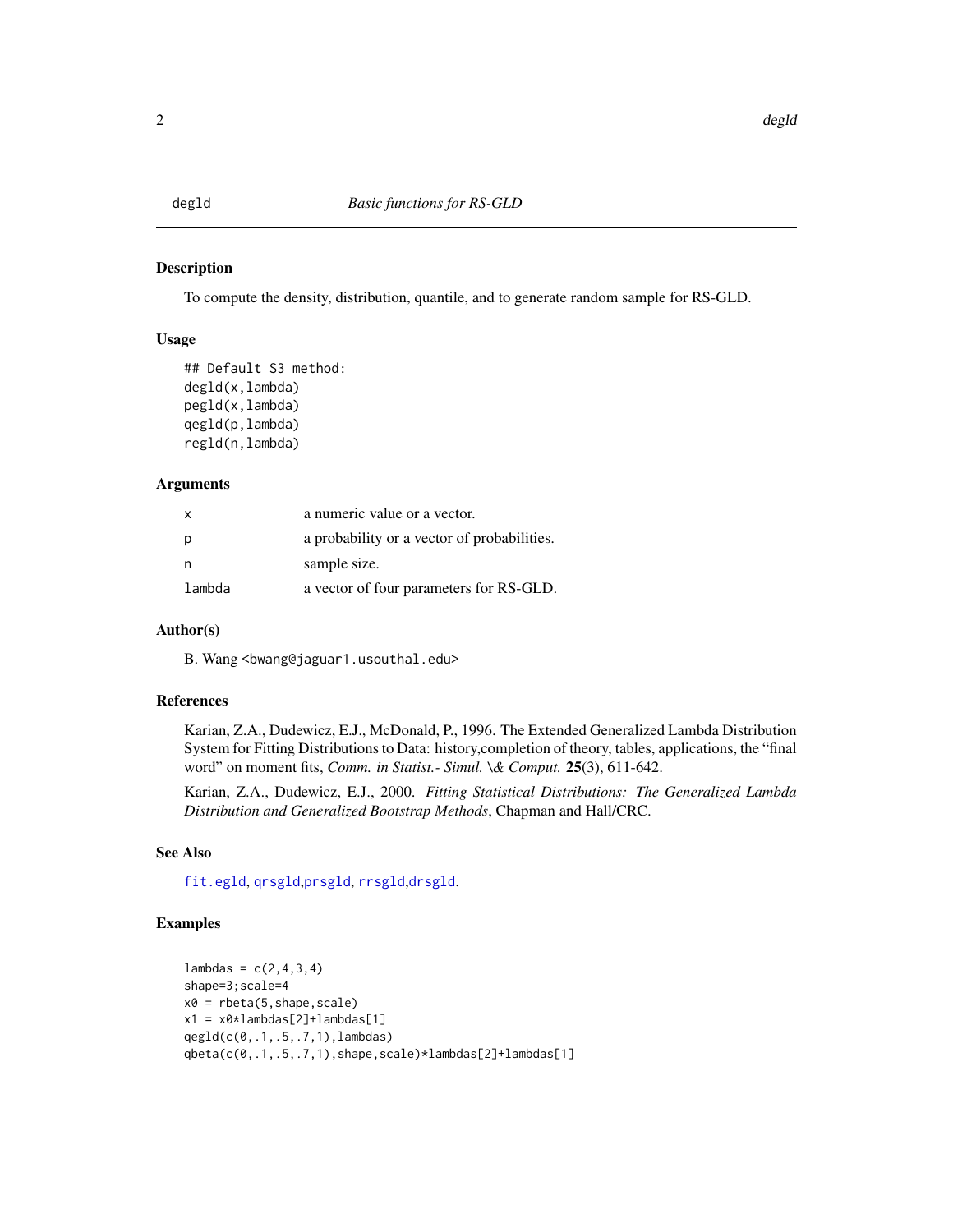# degld — *Basic functions for RS-GLD*

## Description

To compute the density, distribution, quantile, and to generate random sample for RS-GLD.

## Usage

```
## Default S3 method:
degld(x,lambda)
pegld(x,lambda)
qegld(p,lambda)
regld(n,lambda)
```

## Arguments

| | |
|---|---|
| x | a numeric value or a vector. |
| p | a probability or a vector of probabilities. |
| n | sample size. |
| lambda | a vector of four parameters for RS-GLD. |

## Author(s)

B. Wang <bwang@jaguar1.usouthal.edu>

## References

Karian, Z.A., Dudewicz, E.J., McDonald, P., 1996. The Extended Generalized Lambda Distribution System for Fitting Distributions to Data: history,completion of theory, tables, applications, the "final word" on moment fits, *Comm. in Statist.- Simul. \& Comput.* **25**(3), 611-642.

Karian, Z.A., Dudewicz, E.J., 2000. *Fitting Statistical Distributions: The Generalized Lambda Distribution and Generalized Bootstrap Methods*, Chapman and Hall/CRC.

## See Also

fit.egld, qrsgld,prsgld, rrsgld,drsgld.

## Examples

```
lambdas = c(2,4,3,4)
shape=3;scale=4
x0 = rbeta(5,shape,scale)
x1 = x0*lambdas[2]+lambdas[1]
qegld(c(0,.1,.5,.7,1),lambdas)
qbeta(c(0,.1,.5,.7,1),shape,scale)*lambdas[2]+lambdas[1]
```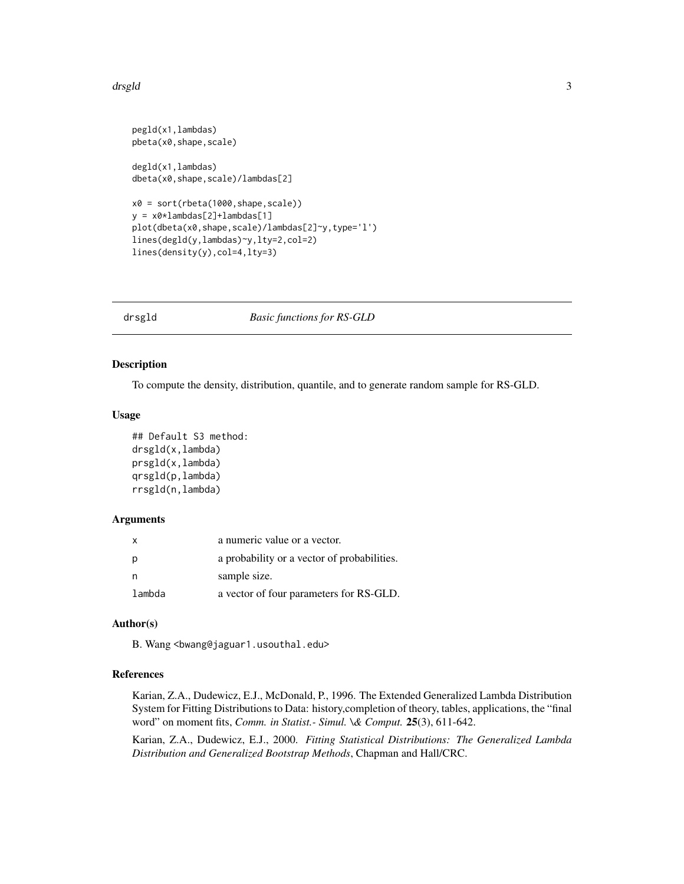```
pegld(x1,lambdas)
pbeta(x0,shape,scale)

degld(x1,lambdas)
dbeta(x0,shape,scale)/lambdas[2]

x0 = sort(rbeta(1000,shape,scale))
y = x0*lambdas[2]+lambdas[1]
plot(dbeta(x0,shape,scale)/lambdas[2]~y,type='l')
lines(degld(y,lambdas)~y,lty=2,col=2)
lines(density(y),col=4,lty=3)
```

## drsgld — *Basic functions for RS-GLD*

### Description

To compute the density, distribution, quantile, and to generate random sample for RS-GLD.

### Usage

```
## Default S3 method:
drsgld(x,lambda)
prsgld(x,lambda)
qrsgld(p,lambda)
rrsgld(n,lambda)
```

### Arguments

| | |
|---|---|
| x | a numeric value or a vector. |
| p | a probability or a vector of probabilities. |
| n | sample size. |
| lambda | a vector of four parameters for RS-GLD. |

### Author(s)

B. Wang <bwang@jaguar1.usouthal.edu>

### References

Karian, Z.A., Dudewicz, E.J., McDonald, P., 1996. The Extended Generalized Lambda Distribution System for Fitting Distributions to Data: history,completion of theory, tables, applications, the "final word" on moment fits, *Comm. in Statist.- Simul. \& Comput.* **25**(3), 611-642.

Karian, Z.A., Dudewicz, E.J., 2000. *Fitting Statistical Distributions: The Generalized Lambda Distribution and Generalized Bootstrap Methods*, Chapman and Hall/CRC.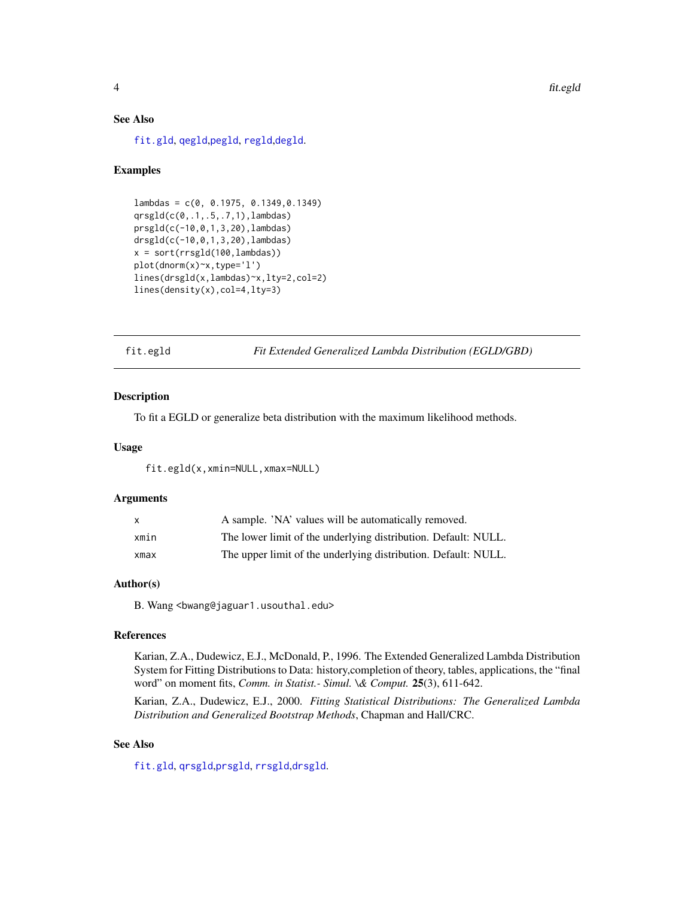### See Also

fit.gld, qegld,pegld, regld,degld.

### Examples

```
lambdas = c(0, 0.1975, 0.1349,0.1349)
qrsgld(c(0,.1,.5,.7,1),lambdas)
prsgld(c(-10,0,1,3,20),lambdas)
drsgld(c(-10,0,1,3,20),lambdas)
x = sort(rrsgld(100,lambdas))
plot(dnorm(x)~x,type='l')
lines(drsgld(x,lambdas)~x,lty=2,col=2)
lines(density(x),col=4,lty=3)
```

---

## fit.egld — *Fit Extended Generalized Lambda Distribution (EGLD/GBD)*

### Description

To fit a EGLD or generalize beta distribution with the maximum likelihood methods.

### Usage

```
fit.egld(x,xmin=NULL,xmax=NULL)
```

### Arguments

| | |
|---|---|
| x | A sample. 'NA' values will be automatically removed. |
| xmin | The lower limit of the underlying distribution. Default: NULL. |
| xmax | The upper limit of the underlying distribution. Default: NULL. |

### Author(s)

B. Wang <bwang@jaguar1.usouthal.edu>

### References

Karian, Z.A., Dudewicz, E.J., McDonald, P., 1996. The Extended Generalized Lambda Distribution System for Fitting Distributions to Data: history,completion of theory, tables, applications, the "final word" on moment fits, *Comm. in Statist.- Simul. \& Comput.* **25**(3), 611-642.

Karian, Z.A., Dudewicz, E.J., 2000. *Fitting Statistical Distributions: The Generalized Lambda Distribution and Generalized Bootstrap Methods*, Chapman and Hall/CRC.

### See Also

fit.gld, qrsgld,prsgld, rrsgld,drsgld.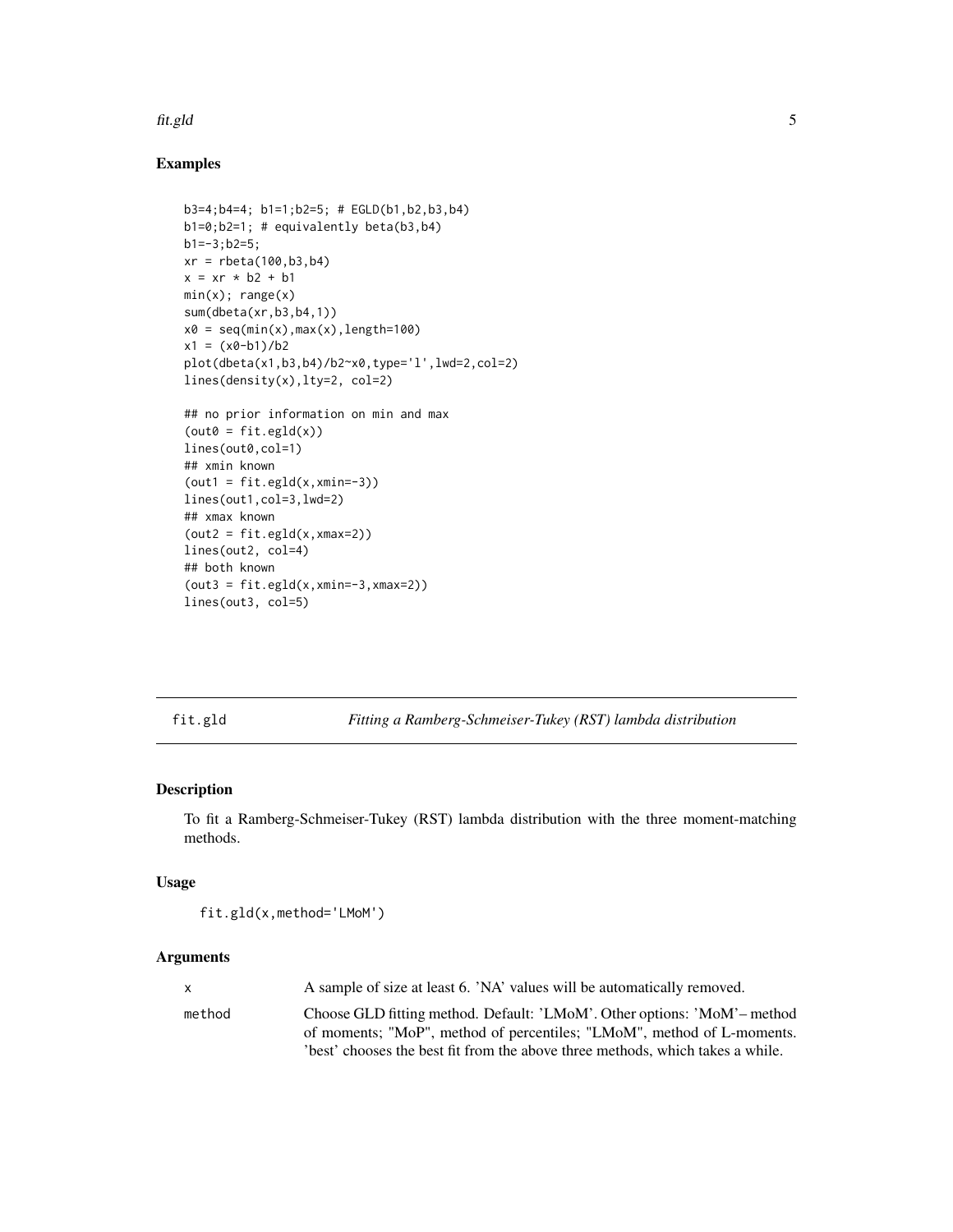### Examples

```
b3=4;b4=4; b1=1;b2=5; # EGLD(b1,b2,b3,b4)
b1=0;b2=1; # equivalently beta(b3,b4)
b1=-3;b2=5;
xr = rbeta(100,b3,b4)
x = xr * b2 + b1
min(x); range(x)
sum(dbeta(xr,b3,b4,1))
x0 = seq(min(x),max(x),length=100)
x1 = (x0-b1)/b2
plot(dbeta(x1,b3,b4)/b2~x0,type='l',lwd=2,col=2)
lines(density(x),lty=2, col=2)

## no prior information on min and max
(out0 = fit.egld(x))
lines(out0,col=1)
## xmin known
(out1 = fit.egld(x,xmin=-3))
lines(out1,col=3,lwd=2)
## xmax known
(out2 = fit.egld(x,xmax=2))
lines(out2, col=4)
## both known
(out3 = fit.egld(x,xmin=-3,xmax=2))
lines(out3, col=5)
```

## fit.gld — *Fitting a Ramberg-Schmeiser-Tukey (RST) lambda distribution*

### Description

To fit a Ramberg-Schmeiser-Tukey (RST) lambda distribution with the three moment-matching methods.

### Usage

```
fit.gld(x,method='LMoM')
```

### Arguments

| | |
|---|---|
| x | A sample of size at least 6. 'NA' values will be automatically removed. |
| method | Choose GLD fitting method. Default: 'LMoM'. Other options: 'MoM'– method of moments; "MoP", method of percentiles; "LMoM", method of L-moments. 'best' chooses the best fit from the above three methods, which takes a while. |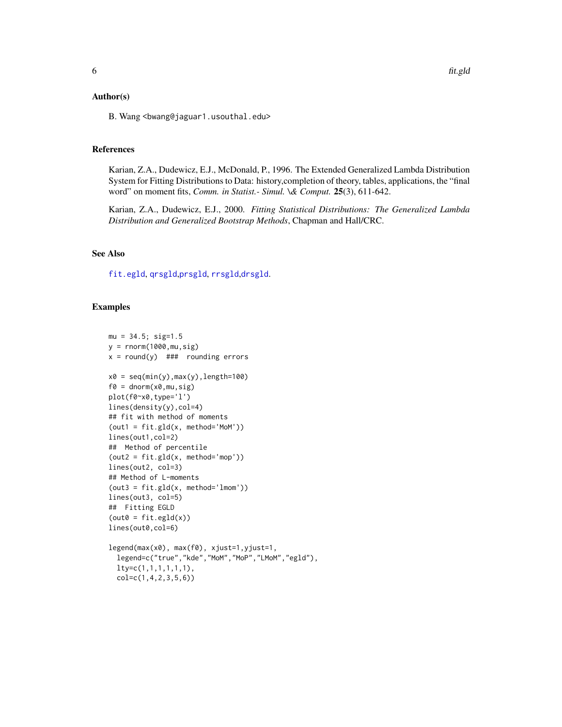### Author(s)

B. Wang <bwang@jaguar1.usouthal.edu>

### References

Karian, Z.A., Dudewicz, E.J., McDonald, P., 1996. The Extended Generalized Lambda Distribution System for Fitting Distributions to Data: history,completion of theory, tables, applications, the "final word" on moment fits, *Comm. in Statist.- Simul. \& Comput.* **25**(3), 611-642.

Karian, Z.A., Dudewicz, E.J., 2000. *Fitting Statistical Distributions: The Generalized Lambda Distribution and Generalized Bootstrap Methods*, Chapman and Hall/CRC.

### See Also

fit.egld, qrsgld,prsgld, rrsgld,drsgld.

### Examples

```
mu = 34.5; sig=1.5
y = rnorm(1000,mu,sig)
x = round(y)  ###  rounding errors

x0 = seq(min(y),max(y),length=100)
f0 = dnorm(x0,mu,sig)
plot(f0~x0,type='l')
lines(density(y),col=4)
## fit with method of moments
(out1 = fit.gld(x, method='MoM'))
lines(out1,col=2)
##  Method of percentile
(out2 = fit.gld(x, method='mop'))
lines(out2, col=3)
## Method of L-moments
(out3 = fit.gld(x, method='lmom'))
lines(out3, col=5)
##  Fitting EGLD
(out0 = fit.egld(x))
lines(out0,col=6)

legend(max(x0), max(f0), xjust=1,yjust=1,
  legend=c("true","kde","MoM","MoP","LMoM","egld"),
  lty=c(1,1,1,1,1,1),
  col=c(1,4,2,3,5,6))
```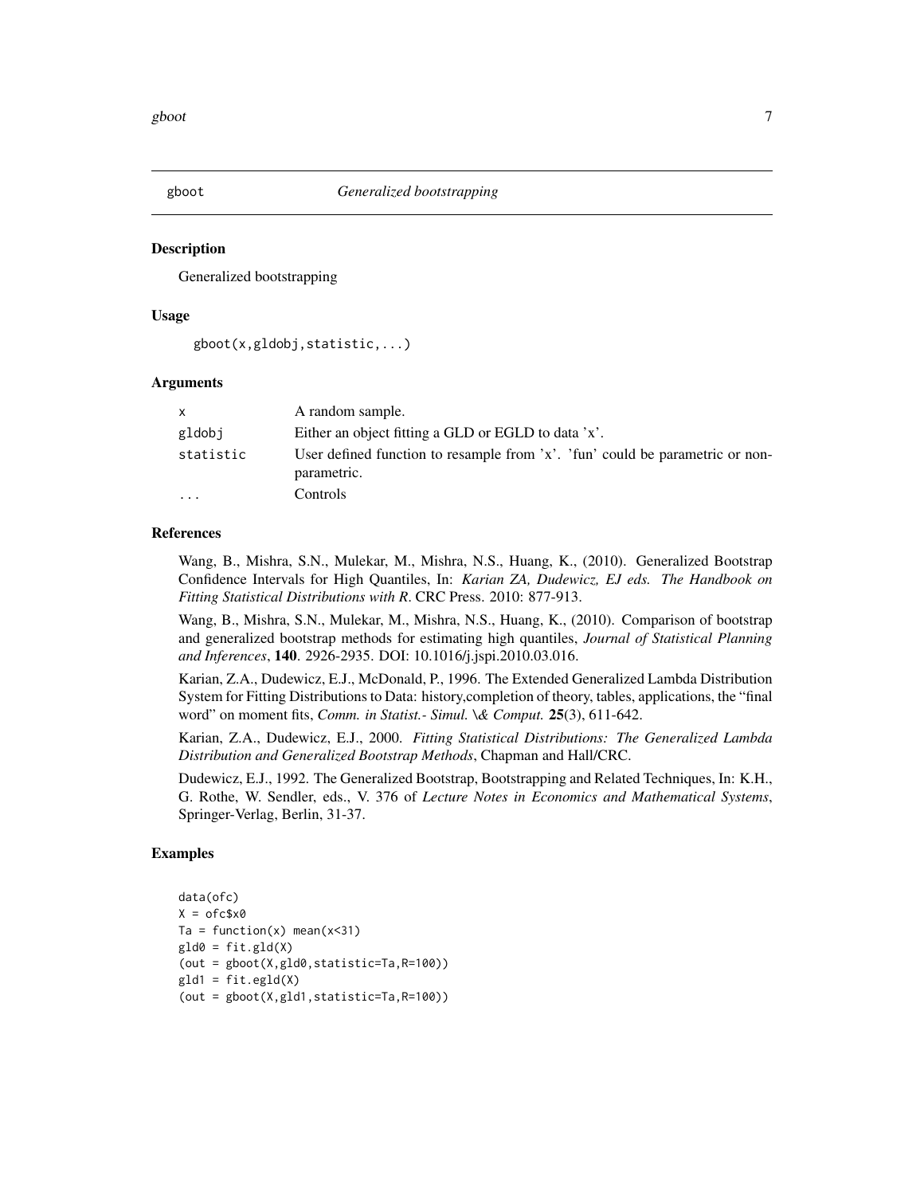# gboot *Generalized bootstrapping*

## Description

Generalized bootstrapping

## Usage

```
gboot(x,gldobj,statistic,...)
```

## Arguments

| | |
|---|---|
| x | A random sample. |
| gldobj | Either an object fitting a GLD or EGLD to data 'x'. |
| statistic | User defined function to resample from 'x'. 'fun' could be parametric or non-parametric. |
| ... | Controls |

## References

Wang, B., Mishra, S.N., Mulekar, M., Mishra, N.S., Huang, K., (2010). Generalized Bootstrap Confidence Intervals for High Quantiles, In: *Karian ZA, Dudewicz, EJ eds. The Handbook on Fitting Statistical Distributions with R*. CRC Press. 2010: 877-913.

Wang, B., Mishra, S.N., Mulekar, M., Mishra, N.S., Huang, K., (2010). Comparison of bootstrap and generalized bootstrap methods for estimating high quantiles, *Journal of Statistical Planning and Inferences*, **140**. 2926-2935. DOI: 10.1016/j.jspi.2010.03.016.

Karian, Z.A., Dudewicz, E.J., McDonald, P., 1996. The Extended Generalized Lambda Distribution System for Fitting Distributions to Data: history,completion of theory, tables, applications, the "final word" on moment fits, *Comm. in Statist.- Simul. \& Comput.* **25**(3), 611-642.

Karian, Z.A., Dudewicz, E.J., 2000. *Fitting Statistical Distributions: The Generalized Lambda Distribution and Generalized Bootstrap Methods*, Chapman and Hall/CRC.

Dudewicz, E.J., 1992. The Generalized Bootstrap, Bootstrapping and Related Techniques, In: K.H., G. Rothe, W. Sendler, eds., V. 376 of *Lecture Notes in Economics and Mathematical Systems*, Springer-Verlag, Berlin, 31-37.

## Examples

```
data(ofc)
X = ofc$x0
Ta = function(x) mean(x<31)
gld0 = fit.gld(X)
(out = gboot(X,gld0,statistic=Ta,R=100))
gld1 = fit.egld(X)
(out = gboot(X,gld1,statistic=Ta,R=100))
```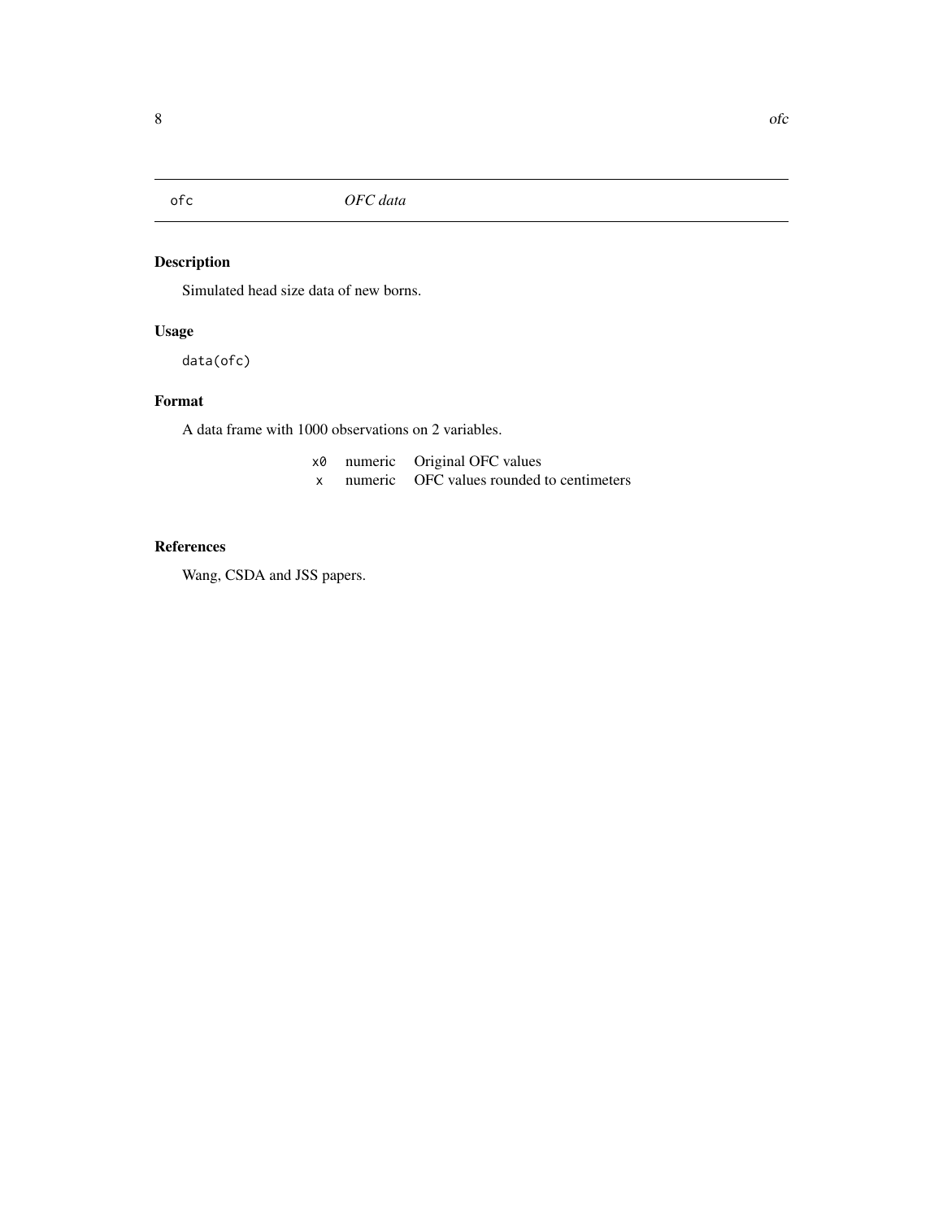| ofc | *OFC data* |
|---|---|

## Description

Simulated head size data of new borns.

## Usage

```
data(ofc)
```

## Format

A data frame with 1000 observations on 2 variables.

| | | |
|---|---|---|
| x0 | numeric | Original OFC values |
| x | numeric | OFC values rounded to centimeters |

## References

Wang, CSDA and JSS papers.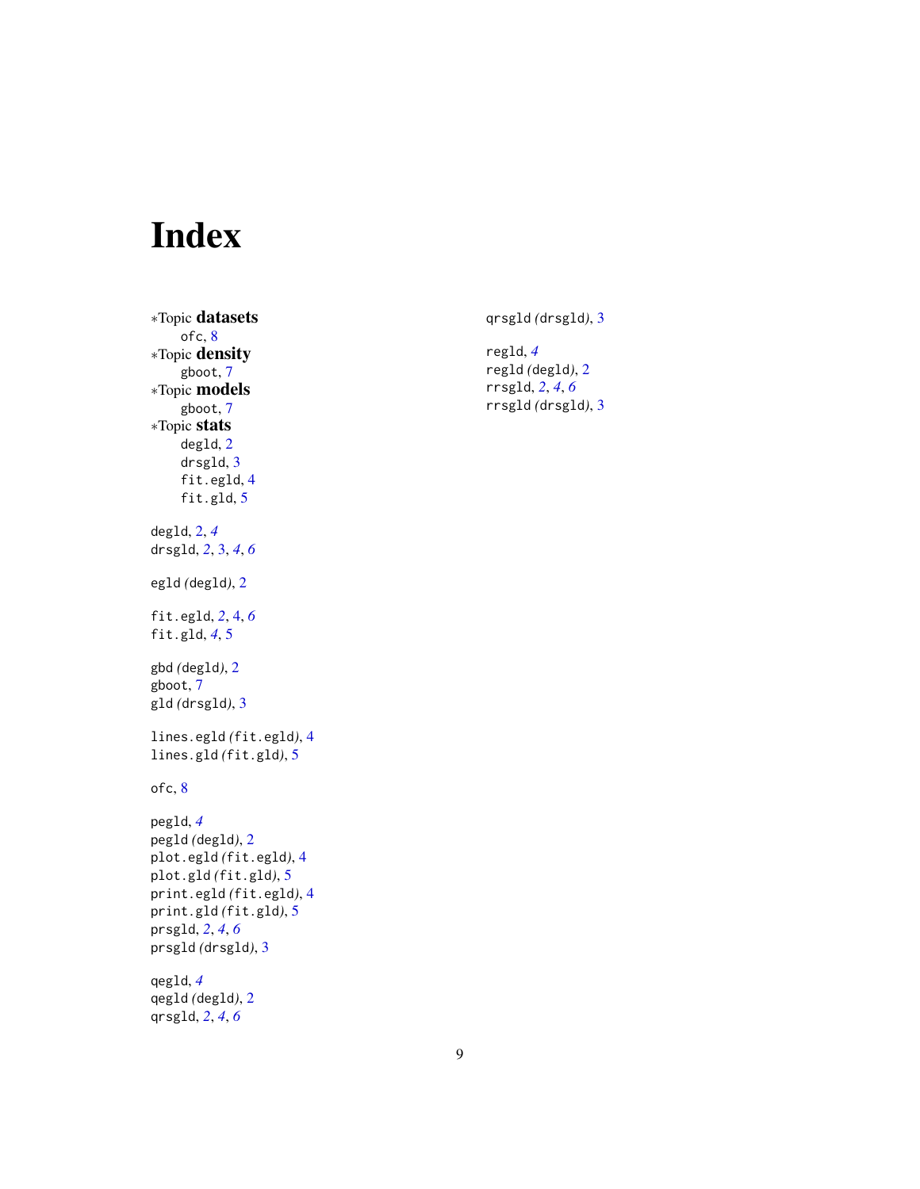# Index

*Topic **datasets**
  ofc, 8
*Topic **density**
  gboot, 7
*Topic **models**
  gboot, 7
*Topic **stats**
  degld, 2
  drsgld, 3
  fit.egld, 4
  fit.gld, 5

degld, 2, *4*
drsgld, *2*, 3, *4*, *6*

egld *(*degld*)*, 2

fit.egld, *2*, 4, *6*
fit.gld, *4*, 5

gbd *(*degld*)*, 2
gboot, 7
gld *(*drsgld*)*, 3

lines.egld *(*fit.egld*)*, 4
lines.gld *(*fit.gld*)*, 5

ofc, 8

pegld, *4*
pegld *(*degld*)*, 2
plot.egld *(*fit.egld*)*, 4
plot.gld *(*fit.gld*)*, 5
print.egld *(*fit.egld*)*, 4
print.gld *(*fit.gld*)*, 5
prsgld, *2*, *4*, *6*
prsgld *(*drsgld*)*, 3

qegld, *4*
qegld *(*degld*)*, 2
qrsgld, *2*, *4*, *6*
qrsgld *(*drsgld*)*, 3

regld, *4*
regld *(*degld*)*, 2
rrsgld, *2*, *4*, *6*
rrsgld *(*drsgld*)*, 3